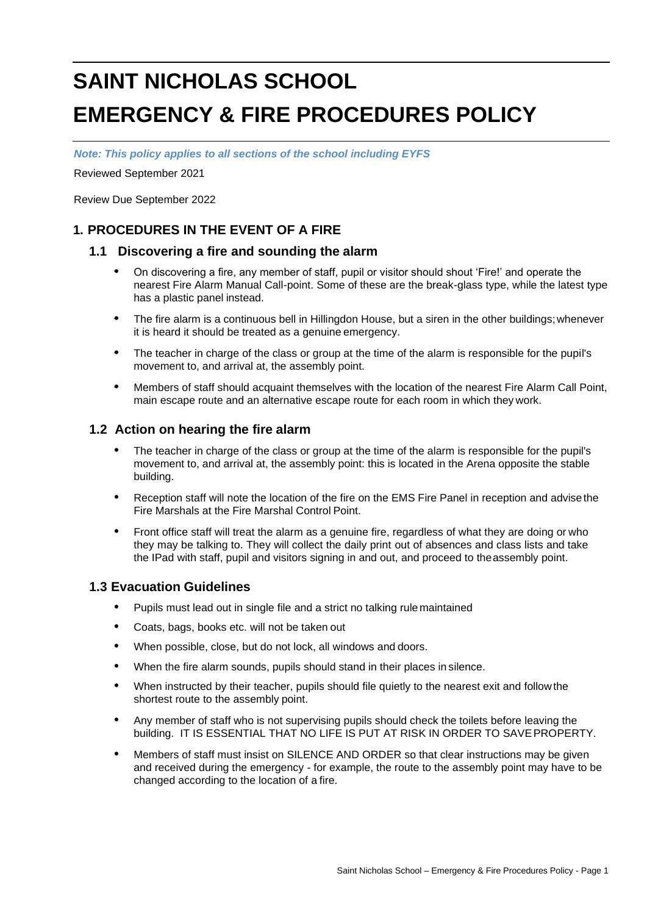# SAINT NICHOLAS SCHOOL

# EMERGENCY & FIRE PROCEDURES POLICY

***Note: This policy applies to all sections of the school including EYFS***

Reviewed September 2021

Review Due September 2022

## 1. PROCEDURES IN THE EVENT OF A FIRE

### 1.1 Discovering a fire and sounding the alarm

- On discovering a fire, any member of staff, pupil or visitor should shout 'Fire!' and operate the nearest Fire Alarm Manual Call-point. Some of these are the break-glass type, while the latest type has a plastic panel instead.
- The fire alarm is a continuous bell in Hillingdon House, but a siren in the other buildings; whenever it is heard it should be treated as a genuine emergency.
- The teacher in charge of the class or group at the time of the alarm is responsible for the pupil's movement to, and arrival at, the assembly point.
- Members of staff should acquaint themselves with the location of the nearest Fire Alarm Call Point, main escape route and an alternative escape route for each room in which they work.

### 1.2 Action on hearing the fire alarm

- The teacher in charge of the class or group at the time of the alarm is responsible for the pupil's movement to, and arrival at, the assembly point: this is located in the Arena opposite the stable building.
- Reception staff will note the location of the fire on the EMS Fire Panel in reception and advise the Fire Marshals at the Fire Marshal Control Point.
- Front office staff will treat the alarm as a genuine fire, regardless of what they are doing or who they may be talking to. They will collect the daily print out of absences and class lists and take the IPad with staff, pupil and visitors signing in and out, and proceed to the assembly point.

### 1.3 Evacuation Guidelines

- Pupils must lead out in single file and a strict no talking rule maintained
- Coats, bags, books etc. will not be taken out
- When possible, close, but do not lock, all windows and doors.
- When the fire alarm sounds, pupils should stand in their places in silence.
- When instructed by their teacher, pupils should file quietly to the nearest exit and follow the shortest route to the assembly point.
- Any member of staff who is not supervising pupils should check the toilets before leaving the building. IT IS ESSENTIAL THAT NO LIFE IS PUT AT RISK IN ORDER TO SAVE PROPERTY.
- Members of staff must insist on SILENCE AND ORDER so that clear instructions may be given and received during the emergency - for example, the route to the assembly point may have to be changed according to the location of a fire.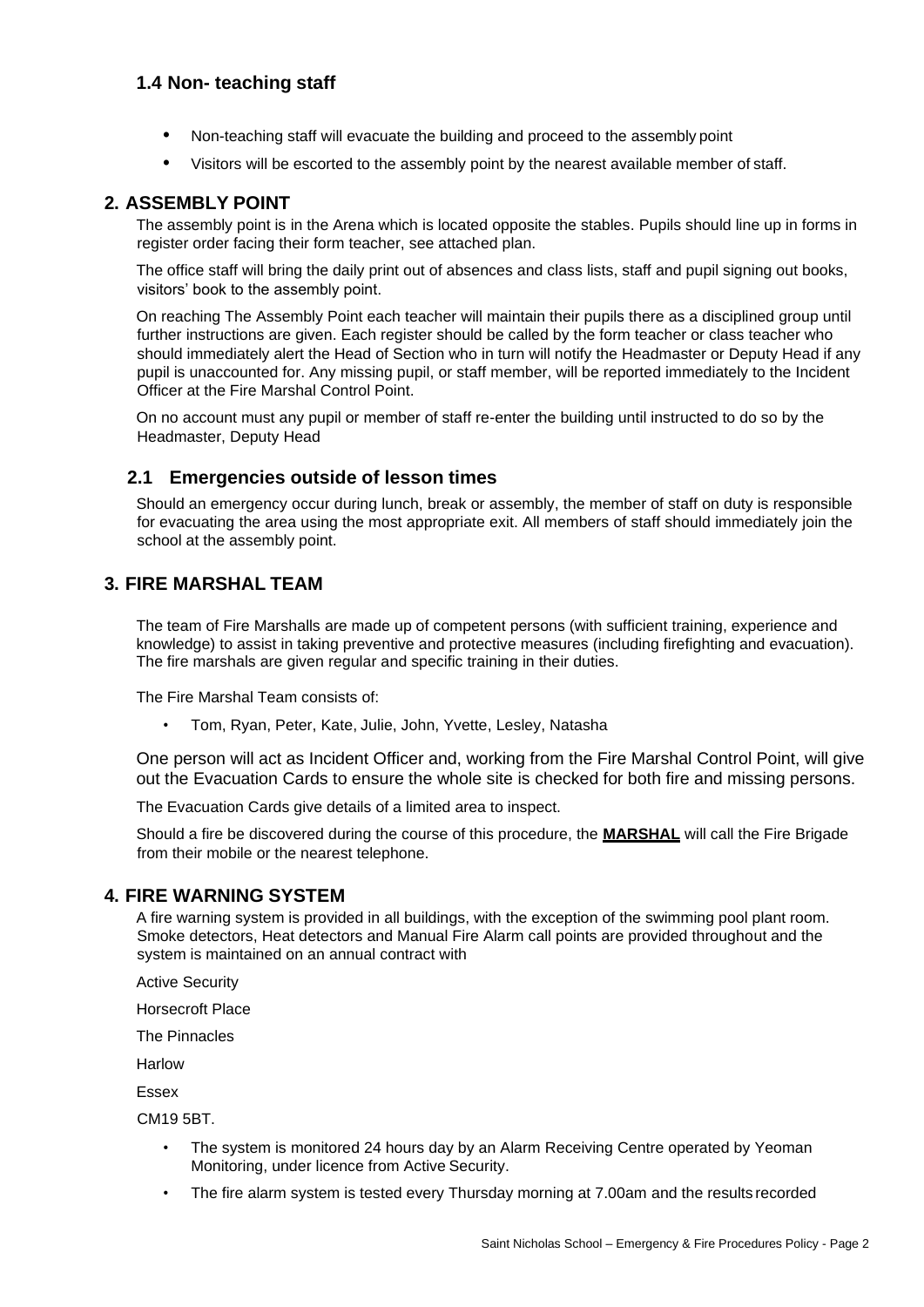### 1.4 Non- teaching staff

- Non-teaching staff will evacuate the building and proceed to the assembly point
- Visitors will be escorted to the assembly point by the nearest available member of staff.

## 2. ASSEMBLY POINT

The assembly point is in the Arena which is located opposite the stables. Pupils should line up in forms in register order facing their form teacher, see attached plan.

The office staff will bring the daily print out of absences and class lists, staff and pupil signing out books, visitors' book to the assembly point.

On reaching The Assembly Point each teacher will maintain their pupils there as a disciplined group until further instructions are given. Each register should be called by the form teacher or class teacher who should immediately alert the Head of Section who in turn will notify the Headmaster or Deputy Head if any pupil is unaccounted for. Any missing pupil, or staff member, will be reported immediately to the Incident Officer at the Fire Marshal Control Point.

On no account must any pupil or member of staff re-enter the building until instructed to do so by the Headmaster, Deputy Head

### 2.1 Emergencies outside of lesson times

Should an emergency occur during lunch, break or assembly, the member of staff on duty is responsible for evacuating the area using the most appropriate exit. All members of staff should immediately join the school at the assembly point.

## 3. FIRE MARSHAL TEAM

The team of Fire Marshalls are made up of competent persons (with sufficient training, experience and knowledge) to assist in taking preventive and protective measures (including firefighting and evacuation). The fire marshals are given regular and specific training in their duties.

The Fire Marshal Team consists of:

- Tom, Ryan, Peter, Kate, Julie, John, Yvette, Lesley, Natasha

One person will act as Incident Officer and, working from the Fire Marshal Control Point, will give out the Evacuation Cards to ensure the whole site is checked for both fire and missing persons.

The Evacuation Cards give details of a limited area to inspect.

Should a fire be discovered during the course of this procedure, the **MARSHAL** will call the Fire Brigade from their mobile or the nearest telephone.

## 4. FIRE WARNING SYSTEM

A fire warning system is provided in all buildings, with the exception of the swimming pool plant room. Smoke detectors, Heat detectors and Manual Fire Alarm call points are provided throughout and the system is maintained on an annual contract with

Active Security

Horsecroft Place

The Pinnacles

Harlow

Essex

CM19 5BT.

- The system is monitored 24 hours day by an Alarm Receiving Centre operated by Yeoman Monitoring, under licence from Active Security.
- The fire alarm system is tested every Thursday morning at 7.00am and the results recorded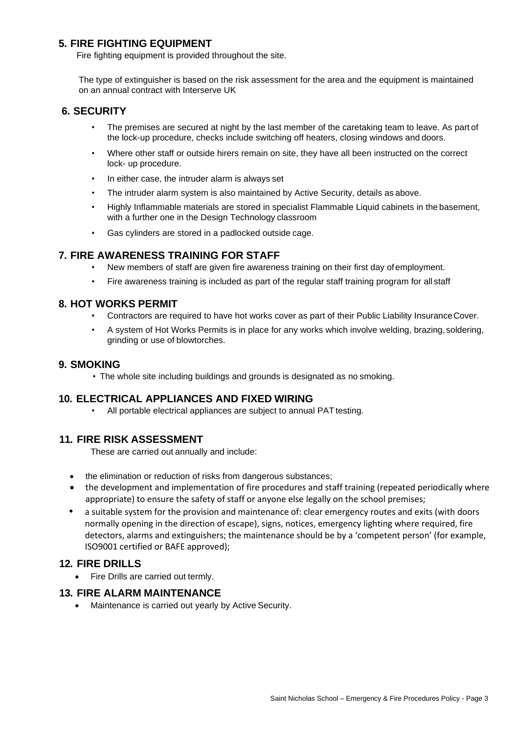## 5. FIRE FIGHTING EQUIPMENT

Fire fighting equipment is provided throughout the site.

The type of extinguisher is based on the risk assessment for the area and the equipment is maintained on an annual contract with Interserve UK

## 6. SECURITY

- The premises are secured at night by the last member of the caretaking team to leave. As part of the lock-up procedure, checks include switching off heaters, closing windows and doors.
- Where other staff or outside hirers remain on site, they have all been instructed on the correct lock- up procedure.
- In either case, the intruder alarm is always set
- The intruder alarm system is also maintained by Active Security, details as above.
- Highly Inflammable materials are stored in specialist Flammable Liquid cabinets in the basement, with a further one in the Design Technology classroom
- Gas cylinders are stored in a padlocked outside cage.

## 7. FIRE AWARENESS TRAINING FOR STAFF

- New members of staff are given fire awareness training on their first day of employment.
- Fire awareness training is included as part of the regular staff training program for all staff

## 8. HOT WORKS PERMIT

- Contractors are required to have hot works cover as part of their Public Liability Insurance Cover.
- A system of Hot Works Permits is in place for any works which involve welding, brazing, soldering, grinding or use of blowtorches.

## 9. SMOKING

- The whole site including buildings and grounds is designated as no smoking.

## 10. ELECTRICAL APPLIANCES AND FIXED WIRING

- All portable electrical appliances are subject to annual PAT testing.

## 11. FIRE RISK ASSESSMENT

These are carried out annually and include:

- the elimination or reduction of risks from dangerous substances;
- the development and implementation of fire procedures and staff training (repeated periodically where appropriate) to ensure the safety of staff or anyone else legally on the school premises;
- a suitable system for the provision and maintenance of: clear emergency routes and exits (with doors normally opening in the direction of escape), signs, notices, emergency lighting where required, fire detectors, alarms and extinguishers; the maintenance should be by a 'competent person' (for example, ISO9001 certified or BAFE approved);

## 12. FIRE DRILLS

- Fire Drills are carried out termly.

## 13. FIRE ALARM MAINTENANCE

- Maintenance is carried out yearly by Active Security.